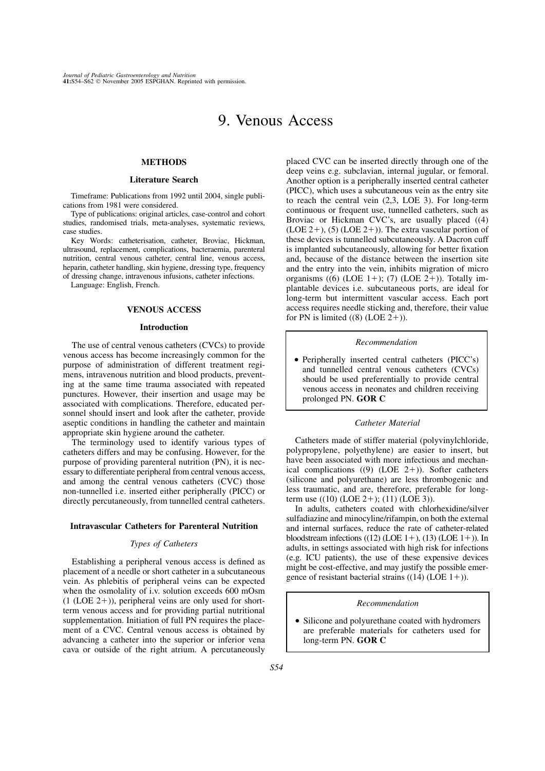# 9. Venous Access

## METHODS

### Literature Search

Timeframe: Publications from 1992 until 2004, single publications from 1981 were considered.

Type of publications: original articles, case-control and cohort studies, randomised trials, meta-analyses, systematic reviews, case studies.

Key Words: catheterisation, catheter, Broviac, Hickman, ultrasound, replacement, complications, bacteraemia, parenteral nutrition, central venous catheter, central line, venous access, heparin, catheter handling, skin hygiene, dressing type, frequency of dressing change, intravenous infusions, catheter infections.

Language: English, French.

## VENOUS ACCESS

### Introduction

The use of central venous catheters (CVCs) to provide venous access has become increasingly common for the purpose of administration of different treatment regimens, intravenous nutrition and blood products, preventing at the same time trauma associated with repeated punctures. However, their insertion and usage may be associated with complications. Therefore, educated personnel should insert and look after the catheter, provide aseptic conditions in handling the catheter and maintain appropriate skin hygiene around the catheter.

The terminology used to identify various types of catheters differs and may be confusing. However, for the purpose of providing parenteral nutrition (PN), it is necessary to differentiate peripheral from central venous access, and among the central venous catheters (CVC) those non-tunnelled i.e. inserted either peripherally (PICC) or directly percutaneously, from tunnelled central catheters.

### Intravascular Catheters for Parenteral Nutrition

#### *Types of Catheters*

Establishing a peripheral venous access is defined as placement of a needle or short catheter in a subcutaneous vein. As phlebitis of peripheral veins can be expected when the osmolality of i.v. solution exceeds 600 mOsm (1 (LOE 2+)), peripheral veins are only used for short-term venous access and for providing partial nutritional supplementation. Initiation of full PN requires the placement of a CVC. Central venous access is obtained by advancing a catheter into the superior or inferior vena cava or outside of the right atrium. A percutaneously placed CVC can be inserted directly through one of the deep veins e.g. subclavian, internal jugular, or femoral. Another option is a peripherally inserted central catheter (PICC), which uses a subcutaneous vein as the entry site to reach the central vein (2,3, LOE 3). For long-term continuous or frequent use, tunnelled catheters, such as Broviac or Hickman CVC's, are usually placed ((4) (LOE 2+), (5) (LOE 2+)). The extra vascular portion of these devices is tunnelled subcutaneously. A Dacron cuff is implanted subcutaneously, allowing for better fixation and, because of the distance between the insertion site and the entry into the vein, inhibits migration of micro organisms ((6) (LOE 1+); (7) (LOE 2+)). Totally implantable devices i.e. subcutaneous ports, are ideal for long-term but intermittent vascular access. Each port access requires needle sticking and, therefore, their value for PN is limited ((8) (LOE 2+)).

> *Recommendation*
>
> - Peripherally inserted central catheters (PICC's) and tunnelled central venous catheters (CVCs) should be used preferentially to provide central venous access in neonates and children receiving prolonged PN. **GOR C**

#### *Catheter Material*

Catheters made of stiffer material (polyvinylchloride, polypropylene, polyethylene) are easier to insert, but have been associated with more infectious and mechanical complications ((9) (LOE 2+)). Softer catheters (silicone and polyurethane) are less thrombogenic and less traumatic, and are, therefore, preferable for long-term use ((10) (LOE 2+); (11) (LOE 3)).

In adults, catheters coated with chlorhexidine/silver sulfadiazine and minocyline/rifampin, on both the external and internal surfaces, reduce the rate of catheter-related bloodstream infections ((12) (LOE 1+), (13) (LOE 1+)). In adults, in settings associated with high risk for infections (e.g. ICU patients), the use of these expensive devices might be cost-effective, and may justify the possible emergence of resistant bacterial strains ((14) (LOE 1+)).

> *Recommendation*
>
> - Silicone and polyurethane coated with hydromers are preferable materials for catheters used for long-term PN. **GOR C**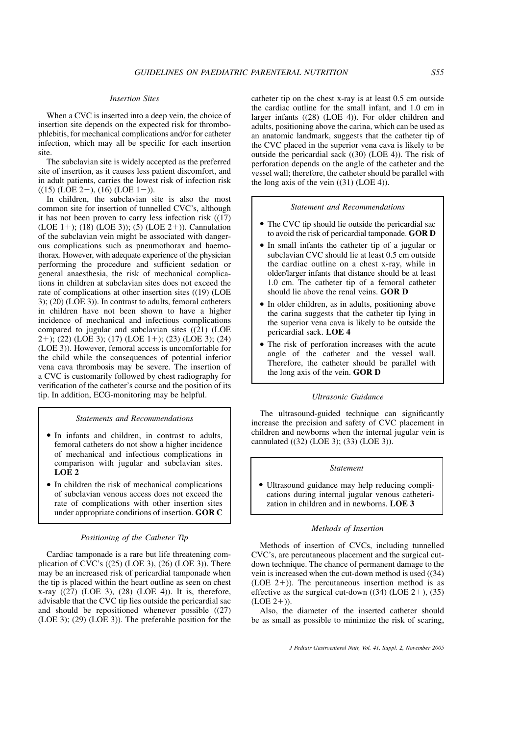### Insertion Sites

When a CVC is inserted into a deep vein, the choice of insertion site depends on the expected risk for thrombophlebitis, for mechanical complications and/or for catheter infection, which may all be specific for each insertion site.

The subclavian site is widely accepted as the preferred site of insertion, as it causes less patient discomfort, and in adult patients, carries the lowest risk of infection risk ((15) (LOE 2+), (16) (LOE 1−)).

In children, the subclavian site is also the most common site for insertion of tunnelled CVC's, although it has not been proven to carry less infection risk ((17) (LOE 1+); (18) (LOE 3)); (5) (LOE 2+)). Cannulation of the subclavian vein might be associated with dangerous complications such as pneumothorax and haemothorax. However, with adequate experience of the physician performing the procedure and sufficient sedation or general anaesthesia, the risk of mechanical complications in children at subclavian sites does not exceed the rate of complications at other insertion sites ((19) (LOE 3); (20) (LOE 3)). In contrast to adults, femoral catheters in children have not been shown to have a higher incidence of mechanical and infectious complications compared to jugular and subclavian sites ((21) (LOE 2+); (22) (LOE 3); (17) (LOE 1+); (23) (LOE 3); (24) (LOE 3)). However, femoral access is uncomfortable for the child while the consequences of potential inferior vena cava thrombosis may be severe. The insertion of a CVC is customarily followed by chest radiography for verification of the catheter's course and the position of its tip. In addition, ECG-monitoring may be helpful.

> *Statements and Recommendations*
>
> - In infants and children, in contrast to adults, femoral catheters do not show a higher incidence of mechanical and infectious complications in comparison with jugular and subclavian sites. **LOE 2**
> - In children the risk of mechanical complications of subclavian venous access does not exceed the rate of complications with other insertion sites under appropriate conditions of insertion. **GOR C**

### Positioning of the Catheter Tip

Cardiac tamponade is a rare but life threatening complication of CVC's ((25) (LOE 3), (26) (LOE 3)). There may be an increased risk of pericardial tamponade when the tip is placed within the heart outline as seen on chest x-ray ((27) (LOE 3), (28) (LOE 4)). It is, therefore, advisable that the CVC tip lies outside the pericardial sac and should be repositioned whenever possible ((27) (LOE 3); (29) (LOE 3)). The preferable position for the catheter tip on the chest x-ray is at least 0.5 cm outside the cardiac outline for the small infant, and 1.0 cm in larger infants ((28) (LOE 4)). For older children and adults, positioning above the carina, which can be used as an anatomic landmark, suggests that the catheter tip of the CVC placed in the superior vena cava is likely to be outside the pericardial sack ((30) (LOE 4)). The risk of perforation depends on the angle of the catheter and the vessel wall; therefore, the catheter should be parallel with the long axis of the vein ((31) (LOE 4)).

> *Statement and Recommendations*
>
> - The CVC tip should lie outside the pericardial sac to avoid the risk of pericardial tamponade. **GOR D**
> - In small infants the catheter tip of a jugular or subclavian CVC should lie at least 0.5 cm outside the cardiac outline on a chest x-ray, while in older/larger infants that distance should be at least 1.0 cm. The catheter tip of a femoral catheter should lie above the renal veins. **GOR D**
> - In older children, as in adults, positioning above the carina suggests that the catheter tip lying in the superior vena cava is likely to be outside the pericardial sack. **LOE 4**
> - The risk of perforation increases with the acute angle of the catheter and the vessel wall. Therefore, the catheter should be parallel with the long axis of the vein. **GOR D**

### Ultrasonic Guidance

The ultrasound-guided technique can significantly increase the precision and safety of CVC placement in children and newborns when the internal jugular vein is cannulated ((32) (LOE 3); (33) (LOE 3)).

> *Statement*
>
> - Ultrasound guidance may help reducing complications during internal jugular venous catheterization in children and in newborns. **LOE 3**

### Methods of Insertion

Methods of insertion of CVCs, including tunnelled CVC's, are percutaneous placement and the surgical cut-down technique. The chance of permanent damage to the vein is increased when the cut-down method is used ((34) (LOE 2+)). The percutaneous insertion method is as effective as the surgical cut-down ((34) (LOE 2+), (35) (LOE 2+)).

Also, the diameter of the inserted catheter should be as small as possible to minimize the risk of scaring,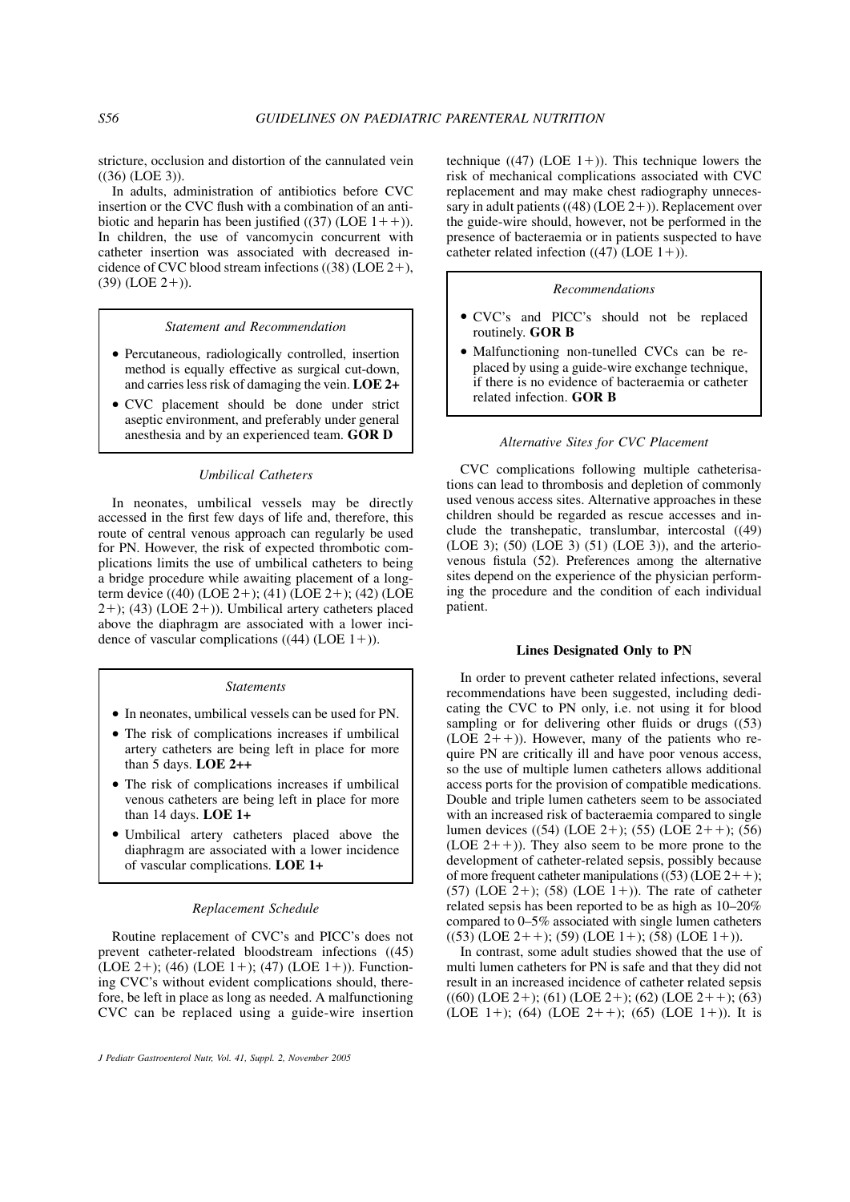stricture, occlusion and distortion of the cannulated vein ((36) (LOE 3)).

In adults, administration of antibiotics before CVC insertion or the CVC flush with a combination of an antibiotic and heparin has been justified ((37) (LOE 1++)). In children, the use of vancomycin concurrent with catheter insertion was associated with decreased incidence of CVC blood stream infections ((38) (LOE 2+), (39) (LOE 2+)).

> *Statement and Recommendation*
>
> - Percutaneous, radiologically controlled, insertion method is equally effective as surgical cut-down, and carries less risk of damaging the vein. **LOE 2+**
> - CVC placement should be done under strict aseptic environment, and preferably under general anesthesia and by an experienced team. **GOR D**

### *Umbilical Catheters*

In neonates, umbilical vessels may be directly accessed in the first few days of life and, therefore, this route of central venous approach can regularly be used for PN. However, the risk of expected thrombotic complications limits the use of umbilical catheters to being a bridge procedure while awaiting placement of a long-term device ((40) (LOE 2+); (41) (LOE 2+); (42) (LOE 2+); (43) (LOE 2+)). Umbilical artery catheters placed above the diaphragm are associated with a lower incidence of vascular complications ((44) (LOE 1+)).

> *Statements*
>
> - In neonates, umbilical vessels can be used for PN.
> - The risk of complications increases if umbilical artery catheters are being left in place for more than 5 days. **LOE 2++**
> - The risk of complications increases if umbilical venous catheters are being left in place for more than 14 days. **LOE 1+**
> - Umbilical artery catheters placed above the diaphragm are associated with a lower incidence of vascular complications. **LOE 1+**

### *Replacement Schedule*

Routine replacement of CVC's and PICC's does not prevent catheter-related bloodstream infections ((45) (LOE 2+); (46) (LOE 1+); (47) (LOE 1+)). Functioning CVC's without evident complications should, therefore, be left in place as long as needed. A malfunctioning CVC can be replaced using a guide-wire insertion technique ((47) (LOE 1+)). This technique lowers the risk of mechanical complications associated with CVC replacement and may make chest radiography unnecessary in adult patients ((48) (LOE 2+)). Replacement over the guide-wire should, however, not be performed in the presence of bacteraemia or in patients suspected to have catheter related infection ((47) (LOE 1+)).

> *Recommendations*
>
> - CVC's and PICC's should not be replaced routinely. **GOR B**
> - Malfunctioning non-tunelled CVCs can be replaced by using a guide-wire exchange technique, if there is no evidence of bacteraemia or catheter related infection. **GOR B**

### *Alternative Sites for CVC Placement*

CVC complications following multiple catheterisations can lead to thrombosis and depletion of commonly used venous access sites. Alternative approaches in these children should be regarded as rescue accesses and include the transhepatic, translumbar, intercostal ((49) (LOE 3); (50) (LOE 3) (51) (LOE 3)), and the arteriovenous fistula (52). Preferences among the alternative sites depend on the experience of the physician performing the procedure and the condition of each individual patient.

## Lines Designated Only to PN

In order to prevent catheter related infections, several recommendations have been suggested, including dedicating the CVC to PN only, i.e. not using it for blood sampling or for delivering other fluids or drugs ((53) (LOE 2++)). However, many of the patients who require PN are critically ill and have poor venous access, so the use of multiple lumen catheters allows additional access ports for the provision of compatible medications. Double and triple lumen catheters seem to be associated with an increased risk of bacteraemia compared to single lumen devices ((54) (LOE 2+); (55) (LOE 2++); (56) (LOE 2++)). They also seem to be more prone to the development of catheter-related sepsis, possibly because of more frequent catheter manipulations ((53) (LOE 2++); (57) (LOE 2+); (58) (LOE 1+)). The rate of catheter related sepsis has been reported to be as high as 10–20% compared to 0–5% associated with single lumen catheters ((53) (LOE 2++); (59) (LOE 1+); (58) (LOE 1+)).

In contrast, some adult studies showed that the use of multi lumen catheters for PN is safe and that they did not result in an increased incidence of catheter related sepsis ((60) (LOE 2+); (61) (LOE 2+); (62) (LOE 2++); (63) (LOE 1+); (64) (LOE 2++); (65) (LOE 1+)). It is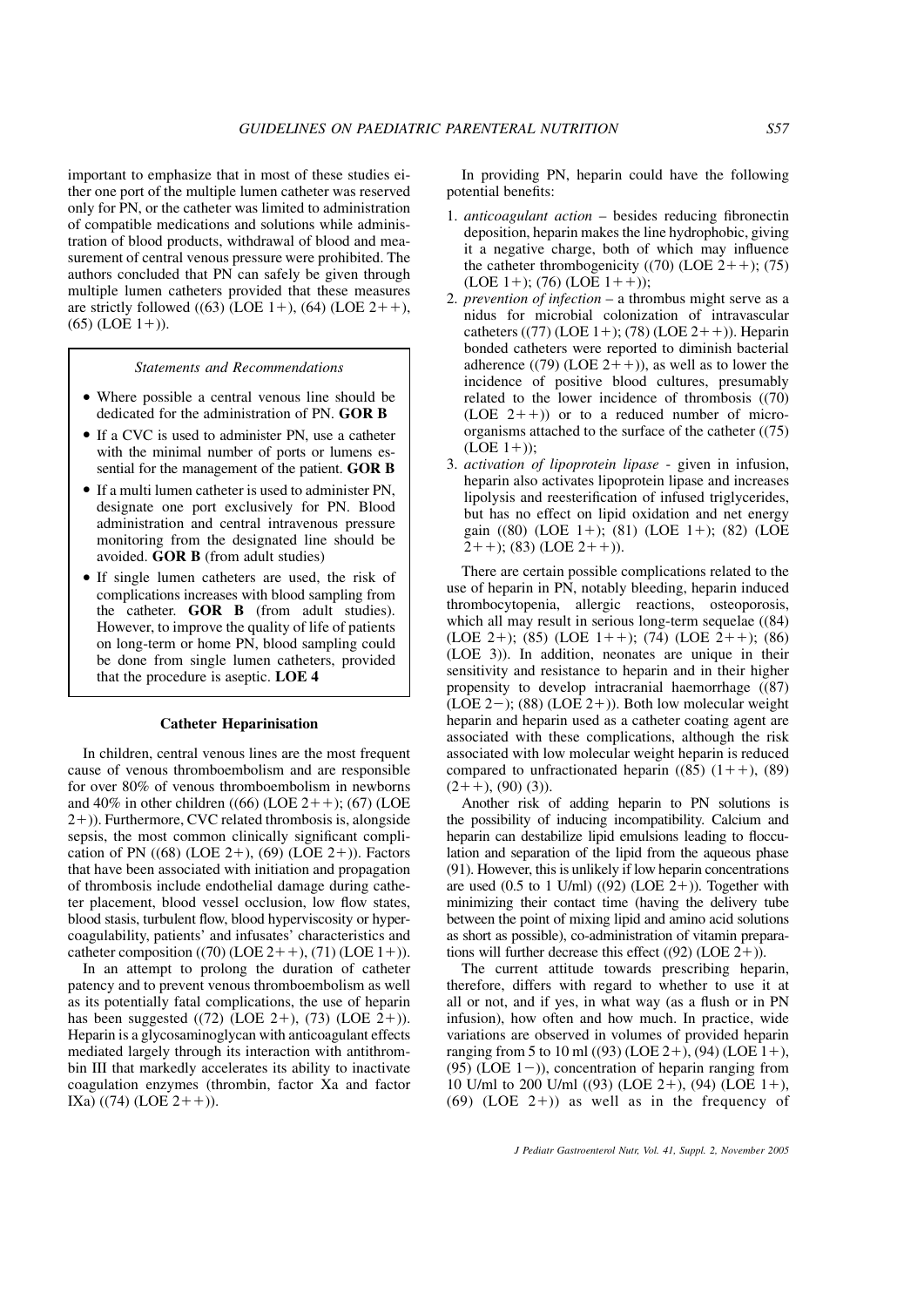important to emphasize that in most of these studies either one port of the multiple lumen catheter was reserved only for PN, or the catheter was limited to administration of compatible medications and solutions while administration of blood products, withdrawal of blood and measurement of central venous pressure were prohibited. The authors concluded that PN can safely be given through multiple lumen catheters provided that these measures are strictly followed ((63) (LOE 1+), (64) (LOE 2++), (65) (LOE 1+)).

*Statements and Recommendations*

- Where possible a central venous line should be dedicated for the administration of PN. **GOR B**
- If a CVC is used to administer PN, use a catheter with the minimal number of ports or lumens essential for the management of the patient. **GOR B**
- If a multi lumen catheter is used to administer PN, designate one port exclusively for PN. Blood administration and central intravenous pressure monitoring from the designated line should be avoided. **GOR B** (from adult studies)
- If single lumen catheters are used, the risk of complications increases with blood sampling from the catheter. **GOR B** (from adult studies). However, to improve the quality of life of patients on long-term or home PN, blood sampling could be done from single lumen catheters, provided that the procedure is aseptic. **LOE 4**

## Catheter Heparinisation

In children, central venous lines are the most frequent cause of venous thromboembolism and are responsible for over 80% of venous thromboembolism in newborns and 40% in other children ((66) (LOE 2++); (67) (LOE 2+)). Furthermore, CVC related thrombosis is, alongside sepsis, the most common clinically significant complication of PN ((68) (LOE 2+), (69) (LOE 2+)). Factors that have been associated with initiation and propagation of thrombosis include endothelial damage during catheter placement, blood vessel occlusion, low flow states, blood stasis, turbulent flow, blood hyperviscosity or hypercoagulability, patients' and infusates' characteristics and catheter composition ((70) (LOE 2++), (71) (LOE 1+)).

In an attempt to prolong the duration of catheter patency and to prevent venous thromboembolism as well as its potentially fatal complications, the use of heparin has been suggested ((72) (LOE 2+), (73) (LOE 2+)). Heparin is a glycosaminoglycan with anticoagulant effects mediated largely through its interaction with antithrombin III that markedly accelerates its ability to inactivate coagulation enzymes (thrombin, factor Xa and factor IXa) ((74) (LOE 2++)).

In providing PN, heparin could have the following potential benefits:

1. *anticoagulant action* – besides reducing fibronectin deposition, heparin makes the line hydrophobic, giving it a negative charge, both of which may influence the catheter thrombogenicity ((70) (LOE 2++); (75) (LOE 1+); (76) (LOE 1++));
2. *prevention of infection* – a thrombus might serve as a nidus for microbial colonization of intravascular catheters ((77) (LOE 1+); (78) (LOE 2++)). Heparin bonded catheters were reported to diminish bacterial adherence ((79) (LOE 2++)), as well as to lower the incidence of positive blood cultures, presumably related to the lower incidence of thrombosis ((70) (LOE 2++)) or to a reduced number of microorganisms attached to the surface of the catheter ((75) (LOE 1+));
3. *activation of lipoprotein lipase* - given in infusion, heparin also activates lipoprotein lipase and increases lipolysis and reesterification of infused triglycerides, but has no effect on lipid oxidation and net energy gain ((80) (LOE 1+); (81) (LOE 1+); (82) (LOE 2++); (83) (LOE 2++)).

There are certain possible complications related to the use of heparin in PN, notably bleeding, heparin induced thrombocytopenia, allergic reactions, osteoporosis, which all may result in serious long-term sequelae ((84) (LOE 2+); (85) (LOE 1++); (74) (LOE 2++); (86) (LOE 3)). In addition, neonates are unique in their sensitivity and resistance to heparin and in their higher propensity to develop intracranial haemorrhage ((87) (LOE 2−); (88) (LOE 2+)). Both low molecular weight heparin and heparin used as a catheter coating agent are associated with these complications, although the risk associated with low molecular weight heparin is reduced compared to unfractionated heparin ((85) (1++), (89) (2++), (90) (3)).

Another risk of adding heparin to PN solutions is the possibility of inducing incompatibility. Calcium and heparin can destabilize lipid emulsions leading to flocculation and separation of the lipid from the aqueous phase (91). However, this is unlikely if low heparin concentrations are used (0.5 to 1 U/ml) ((92) (LOE 2+)). Together with minimizing their contact time (having the delivery tube between the point of mixing lipid and amino acid solutions as short as possible), co-administration of vitamin preparations will further decrease this effect ((92) (LOE 2+)).

The current attitude towards prescribing heparin, therefore, differs with regard to whether to use it at all or not, and if yes, in what way (as a flush or in PN infusion), how often and how much. In practice, wide variations are observed in volumes of provided heparin ranging from 5 to 10 ml ((93) (LOE 2+), (94) (LOE 1+), (95) (LOE 1−)), concentration of heparin ranging from 10 U/ml to 200 U/ml ((93) (LOE 2+), (94) (LOE 1+), (69) (LOE 2+)) as well as in the frequency of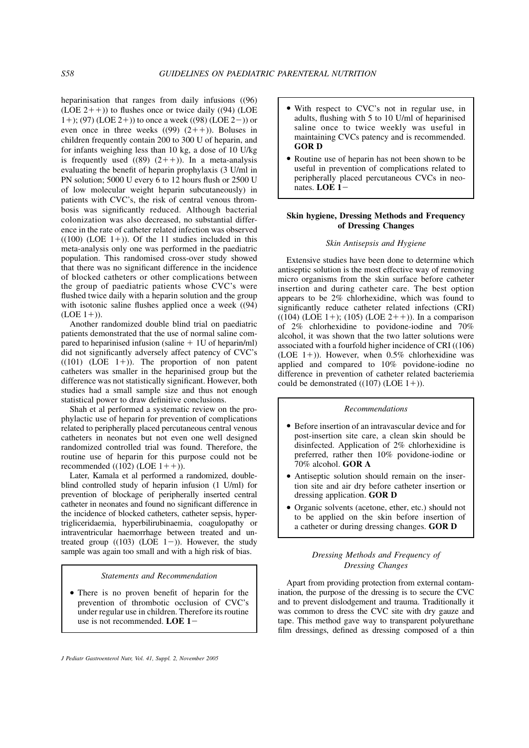heparinisation that ranges from daily infusions ((96) (LOE 2++)) to flushes once or twice daily ((94) (LOE 1+); (97) (LOE 2+)) to once a week ((98) (LOE 2−)) or even once in three weeks ((99) (2++)). Boluses in children frequently contain 200 to 300 U of heparin, and for infants weighing less than 10 kg, a dose of 10 U/kg is frequently used ((89) (2++)). In a meta-analysis evaluating the benefit of heparin prophylaxis (3 U/ml in PN solution; 5000 U every 6 to 12 hours flush or 2500 U of low molecular weight heparin subcutaneously) in patients with CVC's, the risk of central venous thrombosis was significantly reduced. Although bacterial colonization was also decreased, no substantial difference in the rate of catheter related infection was observed ((100) (LOE 1+)). Of the 11 studies included in this meta-analysis only one was performed in the paediatric population. This randomised cross-over study showed that there was no significant difference in the incidence of blocked catheters or other complications between the group of paediatric patients whose CVC's were flushed twice daily with a heparin solution and the group with isotonic saline flushes applied once a week ((94) (LOE 1+)).

Another randomized double blind trial on paediatric patients demonstrated that the use of normal saline compared to heparinised infusion (saline + 1U of heparin/ml) did not significantly adversely affect patency of CVC's ((101) (LOE 1+)). The proportion of non patent catheters was smaller in the heparinised group but the difference was not statistically significant. However, both studies had a small sample size and thus not enough statistical power to draw definitive conclusions.

Shah et al performed a systematic review on the prophylactic use of heparin for prevention of complications related to peripherally placed percutaneous central venous catheters in neonates but not even one well designed randomized controlled trial was found. Therefore, the routine use of heparin for this purpose could not be recommended ((102) (LOE 1++)).

Later, Kamala et al performed a randomized, double-blind controlled study of heparin infusion (1 U/ml) for prevention of blockage of peripherally inserted central catheter in neonates and found no significant difference in the incidence of blocked catheters, catheter sepsis, hypertrigliceridaemia, hyperbilirubinaemia, coagulopathy or intraventricular haemorrhage between treated and untreated group ((103) (LOE 1−)). However, the study sample was again too small and with a high risk of bias.

*Statements and Recommendation*

- There is no proven benefit of heparin for the prevention of thrombotic occlusion of CVC's under regular use in children. Therefore its routine use is not recommended. **LOE 1−**
- With respect to CVC's not in regular use, in adults, flushing with 5 to 10 U/ml of heparinised saline once to twice weekly was useful in maintaining CVCs patency and is recommended. **GOR D**
- Routine use of heparin has not been shown to be useful in prevention of complications related to peripherally placed percutaneous CVCs in neonates. **LOE 1−**

## Skin hygiene, Dressing Methods and Frequency of Dressing Changes

### *Skin Antisepsis and Hygiene*

Extensive studies have been done to determine which antiseptic solution is the most effective way of removing micro organisms from the skin surface before catheter insertion and during catheter care. The best option appears to be 2% chlorhexidine, which was found to significantly reduce catheter related infections (CRI) ((104) (LOE 1+); (105) (LOE 2++)). In a comparison of 2% chlorhexidine to povidone-iodine and 70% alcohol, it was shown that the two latter solutions were associated with a fourfold higher incidence of CRI ((106) (LOE 1+)). However, when 0.5% chlorhexidine was applied and compared to 10% povidone-iodine no difference in prevention of catheter related bacteriemia could be demonstrated ((107) (LOE 1+)).

*Recommendations*

- Before insertion of an intravascular device and for post-insertion site care, a clean skin should be disinfected. Application of 2% chlorhexidine is preferred, rather then 10% povidone-iodine or 70% alcohol. **GOR A**
- Antiseptic solution should remain on the insertion site and air dry before catheter insertion or dressing application. **GOR D**
- Organic solvents (acetone, ether, etc.) should not to be applied on the skin before insertion of a catheter or during dressing changes. **GOR D**

### *Dressing Methods and Frequency of Dressing Changes*

Apart from providing protection from external contamination, the purpose of the dressing is to secure the CVC and to prevent dislodgement and trauma. Traditionally it was common to dress the CVC site with dry gauze and tape. This method gave way to transparent polyurethane film dressings, defined as dressing composed of a thin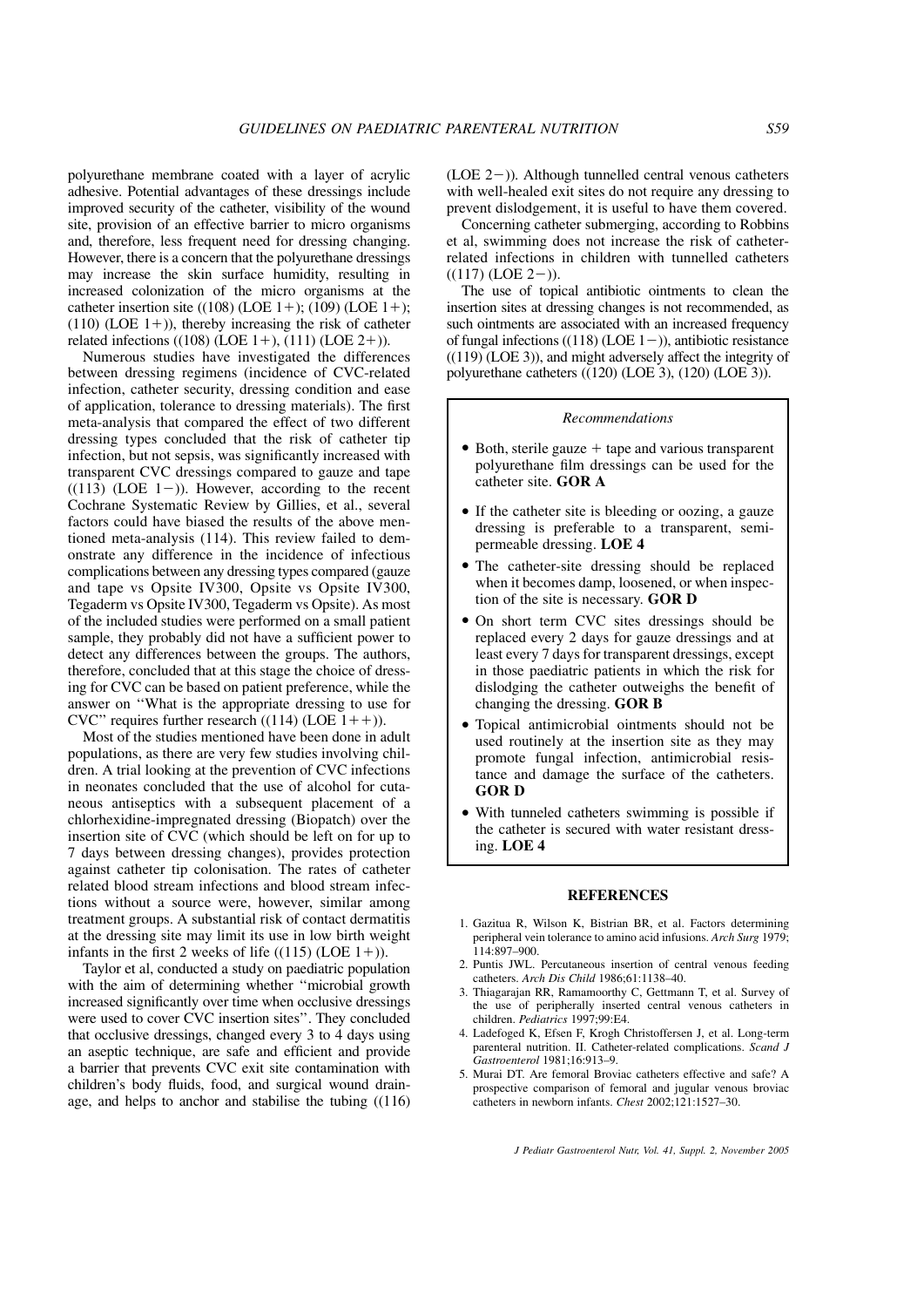polyurethane membrane coated with a layer of acrylic adhesive. Potential advantages of these dressings include improved security of the catheter, visibility of the wound site, provision of an effective barrier to micro organisms and, therefore, less frequent need for dressing changing. However, there is a concern that the polyurethane dressings may increase the skin surface humidity, resulting in increased colonization of the micro organisms at the catheter insertion site ((108) (LOE 1+); (109) (LOE 1+); (110) (LOE 1+)), thereby increasing the risk of catheter related infections ((108) (LOE 1+), (111) (LOE 2+)).

Numerous studies have investigated the differences between dressing regimens (incidence of CVC-related infection, catheter security, dressing condition and ease of application, tolerance to dressing materials). The first meta-analysis that compared the effect of two different dressing types concluded that the risk of catheter tip infection, but not sepsis, was significantly increased with transparent CVC dressings compared to gauze and tape ((113) (LOE 1−)). However, according to the recent Cochrane Systematic Review by Gillies, et al., several factors could have biased the results of the above mentioned meta-analysis (114). This review failed to demonstrate any difference in the incidence of infectious complications between any dressing types compared (gauze and tape vs Opsite IV300, Opsite vs Opsite IV300, Tegaderm vs Opsite IV300, Tegaderm vs Opsite). As most of the included studies were performed on a small patient sample, they probably did not have a sufficient power to detect any differences between the groups. The authors, therefore, concluded that at this stage the choice of dressing for CVC can be based on patient preference, while the answer on ''What is the appropriate dressing to use for CVC'' requires further research ((114) (LOE 1++)).

Most of the studies mentioned have been done in adult populations, as there are very few studies involving children. A trial looking at the prevention of CVC infections in neonates concluded that the use of alcohol for cutaneous antiseptics with a subsequent placement of a chlorhexidine-impregnated dressing (Biopatch) over the insertion site of CVC (which should be left on for up to 7 days between dressing changes), provides protection against catheter tip colonisation. The rates of catheter related blood stream infections and blood stream infections without a source were, however, similar among treatment groups. A substantial risk of contact dermatitis at the dressing site may limit its use in low birth weight infants in the first 2 weeks of life ((115) (LOE 1+)).

Taylor et al, conducted a study on paediatric population with the aim of determining whether ''microbial growth increased significantly over time when occlusive dressings were used to cover CVC insertion sites''. They concluded that occlusive dressings, changed every 3 to 4 days using an aseptic technique, are safe and efficient and provide a barrier that prevents CVC exit site contamination with children's body fluids, food, and surgical wound drainage, and helps to anchor and stabilise the tubing ((116) (LOE 2−)). Although tunnelled central venous catheters with well-healed exit sites do not require any dressing to prevent dislodgement, it is useful to have them covered.

Concerning catheter submerging, according to Robbins et al, swimming does not increase the risk of catheter-related infections in children with tunnelled catheters ((117) (LOE 2−)).

The use of topical antibiotic ointments to clean the insertion sites at dressing changes is not recommended, as such ointments are associated with an increased frequency of fungal infections ((118) (LOE 1−)), antibiotic resistance ((119) (LOE 3)), and might adversely affect the integrity of polyurethane catheters ((120) (LOE 3), (120) (LOE 3)).

*Recommendations*

- Both, sterile gauze + tape and various transparent polyurethane film dressings can be used for the catheter site. **GOR A**
- If the catheter site is bleeding or oozing, a gauze dressing is preferable to a transparent, semi-permeable dressing. **LOE 4**
- The catheter-site dressing should be replaced when it becomes damp, loosened, or when inspection of the site is necessary. **GOR D**
- On short term CVC sites dressings should be replaced every 2 days for gauze dressings and at least every 7 days for transparent dressings, except in those paediatric patients in which the risk for dislodging the catheter outweighs the benefit of changing the dressing. **GOR B**
- Topical antimicrobial ointments should not be used routinely at the insertion site as they may promote fungal infection, antimicrobial resistance and damage the surface of the catheters. **GOR D**
- With tunneled catheters swimming is possible if the catheter is secured with water resistant dressing. **LOE 4**

## REFERENCES

1. Gazitua R, Wilson K, Bistrian BR, et al. Factors determining peripheral vein tolerance to amino acid infusions. *Arch Surg* 1979; 114:897–900.
2. Puntis JWL. Percutaneous insertion of central venous feeding catheters. *Arch Dis Child* 1986;61:1138–40.
3. Thiagarajan RR, Ramamoorthy C, Gettmann T, et al. Survey of the use of peripherally inserted central venous catheters in children. *Pediatrics* 1997;99:E4.
4. Ladefoged K, Efsen F, Krogh Christoffersen J, et al. Long-term parenteral nutrition. II. Catheter-related complications. *Scand J Gastroenterol* 1981;16:913–9.
5. Murai DT. Are femoral Broviac catheters effective and safe? A prospective comparison of femoral and jugular venous broviac catheters in newborn infants. *Chest* 2002;121:1527–30.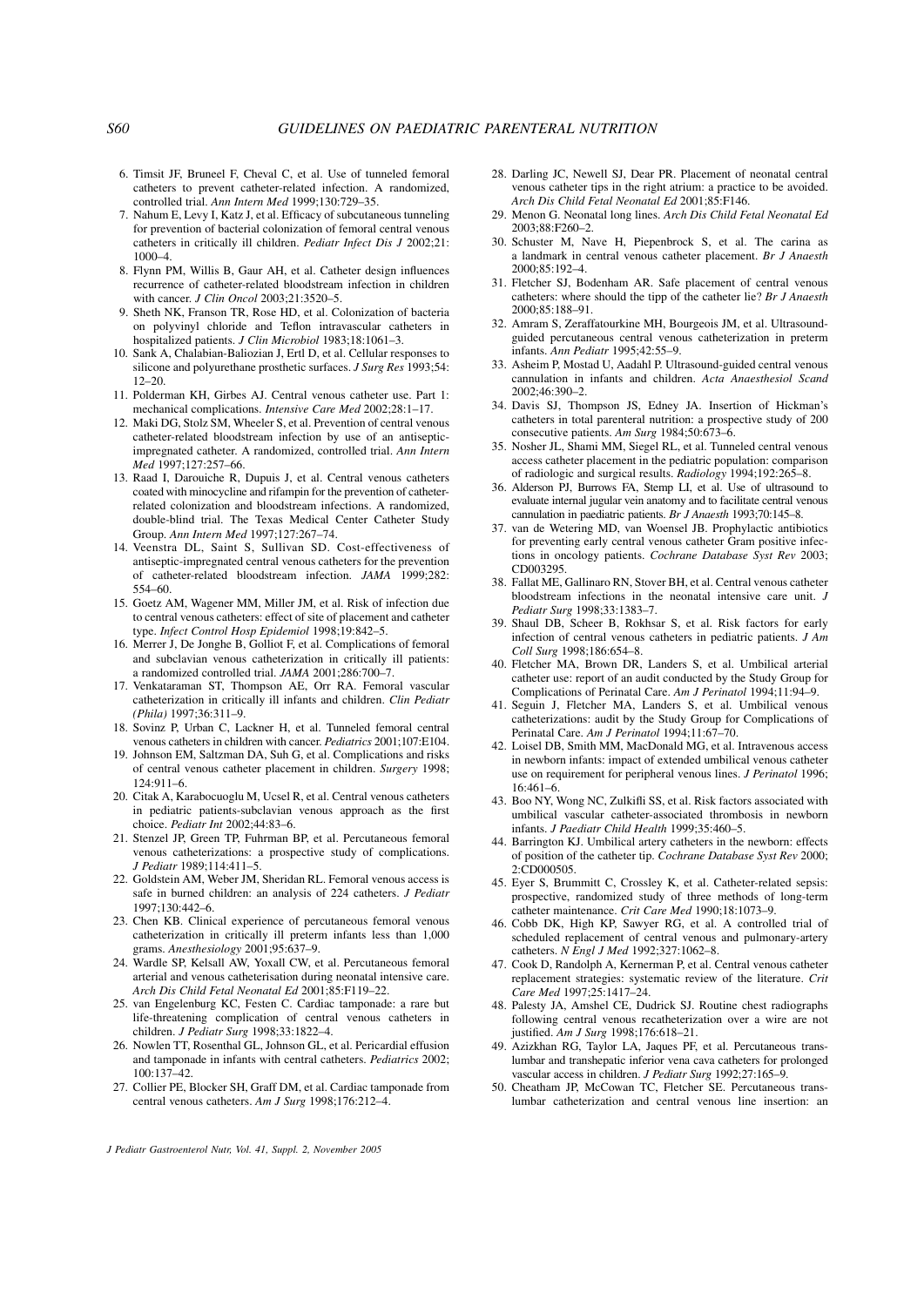6. Timsit JF, Bruneel F, Cheval C, et al. Use of tunneled femoral catheters to prevent catheter-related infection. A randomized, controlled trial. *Ann Intern Med* 1999;130:729–35.
7. Nahum E, Levy I, Katz J, et al. Efficacy of subcutaneous tunneling for prevention of bacterial colonization of femoral central venous catheters in critically ill children. *Pediatr Infect Dis J* 2002;21: 1000–4.
8. Flynn PM, Willis B, Gaur AH, et al. Catheter design influences recurrence of catheter-related bloodstream infection in children with cancer. *J Clin Oncol* 2003;21:3520–5.
9. Sheth NK, Franson TR, Rose HD, et al. Colonization of bacteria on polyvinyl chloride and Teflon intravascular catheters in hospitalized patients. *J Clin Microbiol* 1983;18:1061–3.
10. Sank A, Chalabian-Baliozian J, Ertl D, et al. Cellular responses to silicone and polyurethane prosthetic surfaces. *J Surg Res* 1993;54: 12–20.
11. Polderman KH, Girbes AJ. Central venous catheter use. Part 1: mechanical complications. *Intensive Care Med* 2002;28:1–17.
12. Maki DG, Stolz SM, Wheeler S, et al. Prevention of central venous catheter-related bloodstream infection by use of an antiseptic-impregnated catheter. A randomized, controlled trial. *Ann Intern Med* 1997;127:257–66.
13. Raad I, Darouiche R, Dupuis J, et al. Central venous catheters coated with minocycline and rifampin for the prevention of catheter-related colonization and bloodstream infections. A randomized, double-blind trial. The Texas Medical Center Catheter Study Group. *Ann Intern Med* 1997;127:267–74.
14. Veenstra DL, Saint S, Sullivan SD. Cost-effectiveness of antiseptic-impregnated central venous catheters for the prevention of catheter-related bloodstream infection. *JAMA* 1999;282: 554–60.
15. Goetz AM, Wagener MM, Miller JM, et al. Risk of infection due to central venous catheters: effect of site of placement and catheter type. *Infect Control Hosp Epidemiol* 1998;19:842–5.
16. Merrer J, De Jonghe B, Golliot F, et al. Complications of femoral and subclavian venous catheterization in critically ill patients: a randomized controlled trial. *JAMA* 2001;286:700–7.
17. Venkataraman ST, Thompson AE, Orr RA. Femoral vascular catheterization in critically ill infants and children. *Clin Pediatr (Phila)* 1997;36:311–9.
18. Sovinz P, Urban C, Lackner H, et al. Tunneled femoral central venous catheters in children with cancer. *Pediatrics* 2001;107:E104.
19. Johnson EM, Saltzman DA, Suh G, et al. Complications and risks of central venous catheter placement in children. *Surgery* 1998; 124:911–6.
20. Citak A, Karabocuoglu M, Ucsel R, et al. Central venous catheters in pediatric patients-subclavian venous approach as the first choice. *Pediatr Int* 2002;44:83–6.
21. Stenzel JP, Green TP, Fuhrman BP, et al. Percutaneous femoral venous catheterizations: a prospective study of complications. *J Pediatr* 1989;114:411–5.
22. Goldstein AM, Weber JM, Sheridan RL. Femoral venous access is safe in burned children: an analysis of 224 catheters. *J Pediatr* 1997;130:442–6.
23. Chen KB. Clinical experience of percutaneous femoral venous catheterization in critically ill preterm infants less than 1,000 grams. *Anesthesiology* 2001;95:637–9.
24. Wardle SP, Kelsall AW, Yoxall CW, et al. Percutaneous femoral arterial and venous catheterisation during neonatal intensive care. *Arch Dis Child Fetal Neonatal Ed* 2001;85:F119–22.
25. van Engelenburg KC, Festen C. Cardiac tamponade: a rare but life-threatening complication of central venous catheters in children. *J Pediatr Surg* 1998;33:1822–4.
26. Nowlen TT, Rosenthal GL, Johnson GL, et al. Pericardial effusion and tamponade in infants with central catheters. *Pediatrics* 2002; 100:137–42.
27. Collier PE, Blocker SH, Graff DM, et al. Cardiac tamponade from central venous catheters. *Am J Surg* 1998;176:212–4.
28. Darling JC, Newell SJ, Dear PR. Placement of neonatal central venous catheter tips in the right atrium: a practice to be avoided. *Arch Dis Child Fetal Neonatal Ed* 2001;85:F146.
29. Menon G. Neonatal long lines. *Arch Dis Child Fetal Neonatal Ed* 2003;88:F260–2.
30. Schuster M, Nave H, Piepenbrock S, et al. The carina as a landmark in central venous catheter placement. *Br J Anaesth* 2000;85:192–4.
31. Fletcher SJ, Bodenham AR. Safe placement of central venous catheters: where should the tipp of the catheter lie? *Br J Anaesth* 2000;85:188–91.
32. Amram S, Zeraffatourkine MH, Bourgeois JM, et al. Ultrasound-guided percutaneous central venous catheterization in preterm infants. *Ann Pediatr* 1995;42:55–9.
33. Asheim P, Mostad U, Aadahl P. Ultrasound-guided central venous cannulation in infants and children. *Acta Anaesthesiol Scand* 2002;46:390–2.
34. Davis SJ, Thompson JS, Edney JA. Insertion of Hickman's catheters in total parenteral nutrition: a prospective study of 200 consecutive patients. *Am Surg* 1984;50:673–6.
35. Nosher JL, Shami MM, Siegel RL, et al. Tunneled central venous access catheter placement in the pediatric population: comparison of radiologic and surgical results. *Radiology* 1994;192:265–8.
36. Alderson PJ, Burrows FA, Stemp LI, et al. Use of ultrasound to evaluate internal jugular vein anatomy and to facilitate central venous cannulation in paediatric patients. *Br J Anaesth* 1993;70:145–8.
37. van de Wetering MD, van Woensel JB. Prophylactic antibiotics for preventing early central venous catheter Gram positive infections in oncology patients. *Cochrane Database Syst Rev* 2003; CD003295.
38. Fallat ME, Gallinaro RN, Stover BH, et al. Central venous catheter bloodstream infections in the neonatal intensive care unit. *J Pediatr Surg* 1998;33:1383–7.
39. Shaul DB, Scheer B, Rokhsar S, et al. Risk factors for early infection of central venous catheters in pediatric patients. *J Am Coll Surg* 1998;186:654–8.
40. Fletcher MA, Brown DR, Landers S, et al. Umbilical arterial catheter use: report of an audit conducted by the Study Group for Complications of Perinatal Care. *Am J Perinatol* 1994;11:94–9.
41. Seguin J, Fletcher MA, Landers S, et al. Umbilical venous catheterizations: audit by the Study Group for Complications of Perinatal Care. *Am J Perinatol* 1994;11:67–70.
42. Loisel DB, Smith MM, MacDonald MG, et al. Intravenous access in newborn infants: impact of extended umbilical venous catheter use on requirement for peripheral venous lines. *J Perinatol* 1996; 16:461–6.
43. Boo NY, Wong NC, Zulkifli SS, et al. Risk factors associated with umbilical vascular catheter-associated thrombosis in newborn infants. *J Paediatr Child Health* 1999;35:460–5.
44. Barrington KJ. Umbilical artery catheters in the newborn: effects of position of the catheter tip. *Cochrane Database Syst Rev* 2000; 2:CD000505.
45. Eyer S, Brummitt C, Crossley K, et al. Catheter-related sepsis: prospective, randomized study of three methods of long-term catheter maintenance. *Crit Care Med* 1990;18:1073–9.
46. Cobb DK, High KP, Sawyer RG, et al. A controlled trial of scheduled replacement of central venous and pulmonary-artery catheters. *N Engl J Med* 1992;327:1062–8.
47. Cook D, Randolph A, Kernerman P, et al. Central venous catheter replacement strategies: systematic review of the literature. *Crit Care Med* 1997;25:1417–24.
48. Palesty JA, Amshel CE, Dudrick SJ. Routine chest radiographs following central venous recatheterization over a wire are not justified. *Am J Surg* 1998;176:618–21.
49. Azizkhan RG, Taylor LA, Jaques PF, et al. Percutaneous translumbar and transhepatic inferior vena cava catheters for prolonged vascular access in children. *J Pediatr Surg* 1992;27:165–9.
50. Cheatham JP, McCowan TC, Fletcher SE. Percutaneous translumbar catheterization and central venous line insertion: an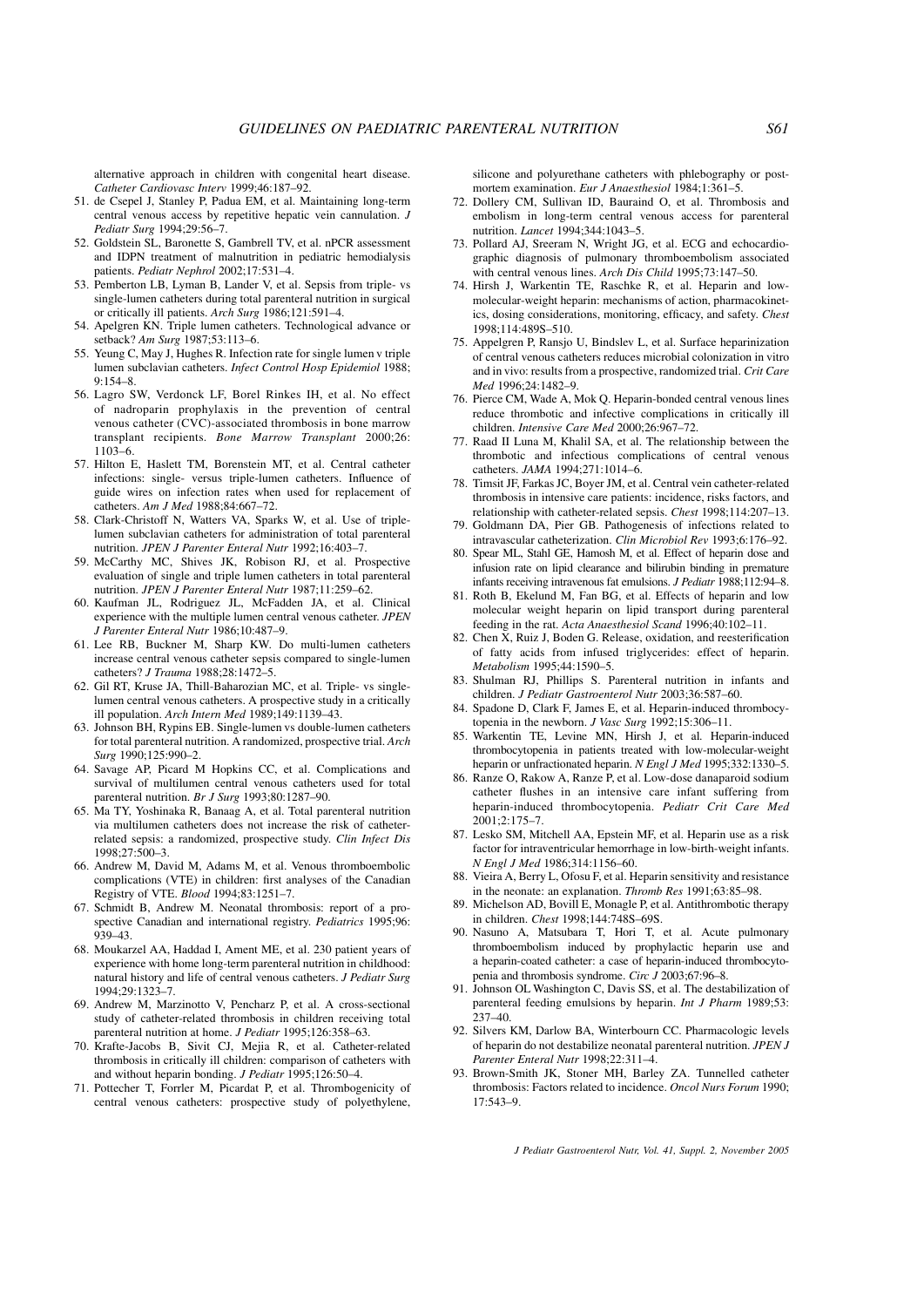alternative approach in children with congenital heart disease. *Catheter Cardiovasc Interv* 1999;46:187–92.

51. de Csepel J, Stanley P, Padua EM, et al. Maintaining long-term central venous access by repetitive hepatic vein cannulation. *J Pediatr Surg* 1994;29:56–7.
52. Goldstein SL, Baronette S, Gambrell TV, et al. nPCR assessment and IDPN treatment of malnutrition in pediatric hemodialysis patients. *Pediatr Nephrol* 2002;17:531–4.
53. Pemberton LB, Lyman B, Lander V, et al. Sepsis from triple- vs single-lumen catheters during total parenteral nutrition in surgical or critically ill patients. *Arch Surg* 1986;121:591–4.
54. Apelgren KN. Triple lumen catheters. Technological advance or setback? *Am Surg* 1987;53:113–6.
55. Yeung C, May J, Hughes R. Infection rate for single lumen v triple lumen subclavian catheters. *Infect Control Hosp Epidemiol* 1988; 9:154–8.
56. Lagro SW, Verdonck LF, Borel Rinkes IH, et al. No effect of nadroparin prophylaxis in the prevention of central venous catheter (CVC)-associated thrombosis in bone marrow transplant recipients. *Bone Marrow Transplant* 2000;26: 1103–6.
57. Hilton E, Haslett TM, Borenstein MT, et al. Central catheter infections: single- versus triple-lumen catheters. Influence of guide wires on infection rates when used for replacement of catheters. *Am J Med* 1988;84:667–72.
58. Clark-Christoff N, Watters VA, Sparks W, et al. Use of triple-lumen subclavian catheters for administration of total parenteral nutrition. *JPEN J Parenter Enteral Nutr* 1992;16:403–7.
59. McCarthy MC, Shives JK, Robison RJ, et al. Prospective evaluation of single and triple lumen catheters in total parenteral nutrition. *JPEN J Parenter Enteral Nutr* 1987;11:259–62.
60. Kaufman JL, Rodriguez JL, McFadden JA, et al. Clinical experience with the multiple lumen central venous catheter. *JPEN J Parenter Enteral Nutr* 1986;10:487–9.
61. Lee RB, Buckner M, Sharp KW. Do multi-lumen catheters increase central venous catheter sepsis compared to single-lumen catheters? *J Trauma* 1988;28:1472–5.
62. Gil RT, Kruse JA, Thill-Baharozian MC, et al. Triple- vs single-lumen central venous catheters. A prospective study in a critically ill population. *Arch Intern Med* 1989;149:1139–43.
63. Johnson BH, Rypins EB. Single-lumen vs double-lumen catheters for total parenteral nutrition. A randomized, prospective trial. *Arch Surg* 1990;125:990–2.
64. Savage AP, Picard M Hopkins CC, et al. Complications and survival of multilumen central venous catheters used for total parenteral nutrition. *Br J Surg* 1993;80:1287–90.
65. Ma TY, Yoshinaka R, Banaag A, et al. Total parenteral nutrition via multilumen catheters does not increase the risk of catheter-related sepsis: a randomized, prospective study. *Clin Infect Dis* 1998;27:500–3.
66. Andrew M, David M, Adams M, et al. Venous thromboembolic complications (VTE) in children: first analyses of the Canadian Registry of VTE. *Blood* 1994;83:1251–7.
67. Schmidt B, Andrew M. Neonatal thrombosis: report of a prospective Canadian and international registry. *Pediatrics* 1995;96: 939–43.
68. Moukarzel AA, Haddad I, Ament ME, et al. 230 patient years of experience with home long-term parenteral nutrition in childhood: natural history and life of central venous catheters. *J Pediatr Surg* 1994;29:1323–7.
69. Andrew M, Marzinotto V, Pencharz P, et al. A cross-sectional study of catheter-related thrombosis in children receiving total parenteral nutrition at home. *J Pediatr* 1995;126:358–63.
70. Krafte-Jacobs B, Sivit CJ, Mejia R, et al. Catheter-related thrombosis in critically ill children: comparison of catheters with and without heparin bonding. *J Pediatr* 1995;126:50–4.
71. Pottecher T, Forrler M, Picardat P, et al. Thrombogenicity of central venous catheters: prospective study of polyethylene, silicone and polyurethane catheters with phlebography or post-mortem examination. *Eur J Anaesthesiol* 1984;1:361–5.
72. Dollery CM, Sullivan ID, Bauraind O, et al. Thrombosis and embolism in long-term central venous access for parenteral nutrition. *Lancet* 1994;344:1043–5.
73. Pollard AJ, Sreeram N, Wright JG, et al. ECG and echocardiographic diagnosis of pulmonary thromboembolism associated with central venous lines. *Arch Dis Child* 1995;73:147–50.
74. Hirsh J, Warkentin TE, Raschke R, et al. Heparin and low-molecular-weight heparin: mechanisms of action, pharmacokinetics, dosing considerations, monitoring, efficacy, and safety. *Chest* 1998;114:489S–510.
75. Appelgren P, Ransjo U, Bindslev L, et al. Surface heparinization of central venous catheters reduces microbial colonization in vitro and in vivo: results from a prospective, randomized trial. *Crit Care Med* 1996;24:1482–9.
76. Pierce CM, Wade A, Mok Q. Heparin-bonded central venous lines reduce thrombotic and infective complications in critically ill children. *Intensive Care Med* 2000;26:967–72.
77. Raad II Luna M, Khalil SA, et al. The relationship between the thrombotic and infectious complications of central venous catheters. *JAMA* 1994;271:1014–6.
78. Timsit JF, Farkas JC, Boyer JM, et al. Central vein catheter-related thrombosis in intensive care patients: incidence, risks factors, and relationship with catheter-related sepsis. *Chest* 1998;114:207–13.
79. Goldmann DA, Pier GB. Pathogenesis of infections related to intravascular catheterization. *Clin Microbiol Rev* 1993;6:176–92.
80. Spear ML, Stahl GE, Hamosh M, et al. Effect of heparin dose and infusion rate on lipid clearance and bilirubin binding in premature infants receiving intravenous fat emulsions. *J Pediatr* 1988;112:94–8.
81. Roth B, Ekelund M, Fan BG, et al. Effects of heparin and low molecular weight heparin on lipid transport during parenteral feeding in the rat. *Acta Anaesthesiol Scand* 1996;40:102–11.
82. Chen X, Ruiz J, Boden G. Release, oxidation, and reesterification of fatty acids from infused triglycerides: effect of heparin. *Metabolism* 1995;44:1590–5.
83. Shulman RJ, Phillips S. Parenteral nutrition in infants and children. *J Pediatr Gastroenterol Nutr* 2003;36:587–60.
84. Spadone D, Clark F, James E, et al. Heparin-induced thrombocytopenia in the newborn. *J Vasc Surg* 1992;15:306–11.
85. Warkentin TE, Levine MN, Hirsh J, et al. Heparin-induced thrombocytopenia in patients treated with low-molecular-weight heparin or unfractionated heparin. *N Engl J Med* 1995;332:1330–5.
86. Ranze O, Rakow A, Ranze P, et al. Low-dose danaparoid sodium catheter flushes in an intensive care infant suffering from heparin-induced thrombocytopenia. *Pediatr Crit Care Med* 2001;2:175–7.
87. Lesko SM, Mitchell AA, Epstein MF, et al. Heparin use as a risk factor for intraventricular hemorrhage in low-birth-weight infants. *N Engl J Med* 1986;314:1156–60.
88. Vieira A, Berry L, Ofosu F, et al. Heparin sensitivity and resistance in the neonate: an explanation. *Thromb Res* 1991;63:85–98.
89. Michelson AD, Bovill E, Monagle P, et al. Antithrombotic therapy in children. *Chest* 1998;144:748S–69S.
90. Nasuno A, Matsubara T, Hori T, et al. Acute pulmonary thromboembolism induced by prophylactic heparin use and a heparin-coated catheter: a case of heparin-induced thrombocytopenia and thrombosis syndrome. *Circ J* 2003;67:96–8.
91. Johnson OL Washington C, Davis SS, et al. The destabilization of parenteral feeding emulsions by heparin. *Int J Pharm* 1989;53: 237–40.
92. Silvers KM, Darlow BA, Winterbourn CC. Pharmacologic levels of heparin do not destabilize neonatal parenteral nutrition. *JPEN J Parenter Enteral Nutr* 1998;22:311–4.
93. Brown-Smith JK, Stoner MH, Barley ZA. Tunnelled catheter thrombosis: Factors related to incidence. *Oncol Nurs Forum* 1990; 17:543–9.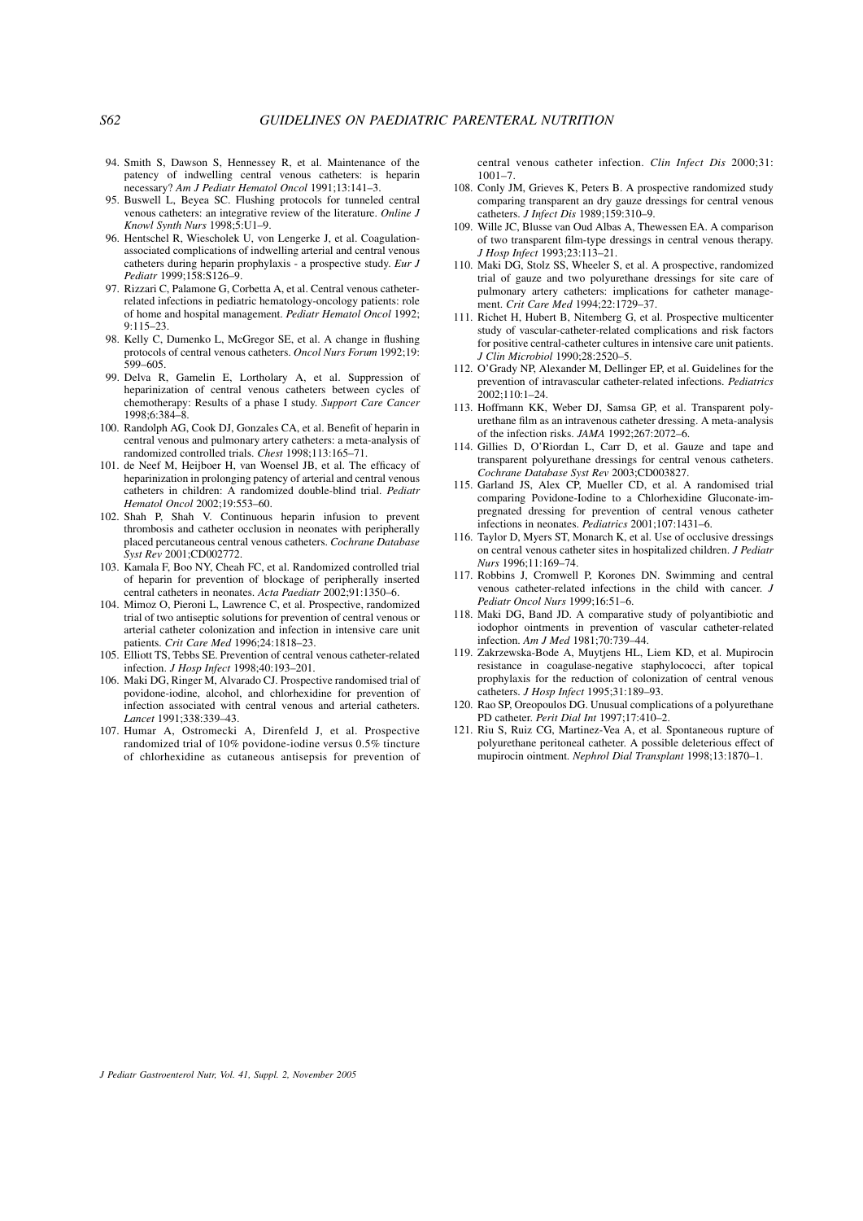94. Smith S, Dawson S, Hennessey R, et al. Maintenance of the patency of indwelling central venous catheters: is heparin necessary? *Am J Pediatr Hematol Oncol* 1991;13:141–3.
95. Buswell L, Beyea SC. Flushing protocols for tunneled central venous catheters: an integrative review of the literature. *Online J Knowl Synth Nurs* 1998;5:U1–9.
96. Hentschel R, Wiescholek U, von Lengerke J, et al. Coagulation-associated complications of indwelling arterial and central venous catheters during heparin prophylaxis - a prospective study. *Eur J Pediatr* 1999;158:S126–9.
97. Rizzari C, Palamone G, Corbetta A, et al. Central venous catheter-related infections in pediatric hematology-oncology patients: role of home and hospital management. *Pediatr Hematol Oncol* 1992; 9:115–23.
98. Kelly C, Dumenko L, McGregor SE, et al. A change in flushing protocols of central venous catheters. *Oncol Nurs Forum* 1992;19: 599–605.
99. Delva R, Gamelin E, Lortholary A, et al. Suppression of heparinization of central venous catheters between cycles of chemotherapy: Results of a phase I study. *Support Care Cancer* 1998;6:384–8.
100. Randolph AG, Cook DJ, Gonzales CA, et al. Benefit of heparin in central venous and pulmonary artery catheters: a meta-analysis of randomized controlled trials. *Chest* 1998;113:165–71.
101. de Neef M, Heijboer H, van Woensel JB, et al. The efficacy of heparinization in prolonging patency of arterial and central venous catheters in children: A randomized double-blind trial. *Pediatr Hematol Oncol* 2002;19:553–60.
102. Shah P, Shah V. Continuous heparin infusion to prevent thrombosis and catheter occlusion in neonates with peripherally placed percutaneous central venous catheters. *Cochrane Database Syst Rev* 2001;CD002772.
103. Kamala F, Boo NY, Cheah FC, et al. Randomized controlled trial of heparin for prevention of blockage of peripherally inserted central catheters in neonates. *Acta Paediatr* 2002;91:1350–6.
104. Mimoz O, Pieroni L, Lawrence C, et al. Prospective, randomized trial of two antiseptic solutions for prevention of central venous or arterial catheter colonization and infection in intensive care unit patients. *Crit Care Med* 1996;24:1818–23.
105. Elliott TS, Tebbs SE. Prevention of central venous catheter-related infection. *J Hosp Infect* 1998;40:193–201.
106. Maki DG, Ringer M, Alvarado CJ. Prospective randomised trial of povidone-iodine, alcohol, and chlorhexidine for prevention of infection associated with central venous and arterial catheters. *Lancet* 1991;338:339–43.
107. Humar A, Ostromecki A, Direnfeld J, et al. Prospective randomized trial of 10% povidone-iodine versus 0.5% tincture of chlorhexidine as cutaneous antisepsis for prevention of central venous catheter infection. *Clin Infect Dis* 2000;31: 1001–7.
108. Conly JM, Grieves K, Peters B. A prospective randomized study comparing transparent an dry gauze dressings for central venous catheters. *J Infect Dis* 1989;159:310–9.
109. Wille JC, Blusse van Oud Albas A, Thewessen EA. A comparison of two transparent film-type dressings in central venous therapy. *J Hosp Infect* 1993;23:113–21.
110. Maki DG, Stolz SS, Wheeler S, et al. A prospective, randomized trial of gauze and two polyurethane dressings for site care of pulmonary artery catheters: implications for catheter management. *Crit Care Med* 1994;22:1729–37.
111. Richet H, Hubert B, Nitemberg G, et al. Prospective multicenter study of vascular-catheter-related complications and risk factors for positive central-catheter cultures in intensive care unit patients. *J Clin Microbiol* 1990;28:2520–5.
112. O'Grady NP, Alexander M, Dellinger EP, et al. Guidelines for the prevention of intravascular catheter-related infections. *Pediatrics* 2002;110:1–24.
113. Hoffmann KK, Weber DJ, Samsa GP, et al. Transparent polyurethane film as an intravenous catheter dressing. A meta-analysis of the infection risks. *JAMA* 1992;267:2072–6.
114. Gillies D, O'Riordan L, Carr D, et al. Gauze and tape and transparent polyurethane dressings for central venous catheters. *Cochrane Database Syst Rev* 2003;CD003827.
115. Garland JS, Alex CP, Mueller CD, et al. A randomised trial comparing Povidone-Iodine to a Chlorhexidine Gluconate-impregnated dressing for prevention of central venous catheter infections in neonates. *Pediatrics* 2001;107:1431–6.
116. Taylor D, Myers ST, Monarch K, et al. Use of occlusive dressings on central venous catheter sites in hospitalized children. *J Pediatr Nurs* 1996;11:169–74.
117. Robbins J, Cromwell P, Korones DN. Swimming and central venous catheter-related infections in the child with cancer. *J Pediatr Oncol Nurs* 1999;16:51–6.
118. Maki DG, Band JD. A comparative study of polyantibiotic and iodophor ointments in prevention of vascular catheter-related infection. *Am J Med* 1981;70:739–44.
119. Zakrzewska-Bode A, Muytjens HL, Liem KD, et al. Mupirocin resistance in coagulase-negative staphylococci, after topical prophylaxis for the reduction of colonization of central venous catheters. *J Hosp Infect* 1995;31:189–93.
120. Rao SP, Oreopoulos DG. Unusual complications of a polyurethane PD catheter. *Perit Dial Int* 1997;17:410–2.
121. Riu S, Ruiz CG, Martinez-Vea A, et al. Spontaneous rupture of polyurethane peritoneal catheter. A possible deleterious effect of mupirocin ointment. *Nephrol Dial Transplant* 1998;13:1870–1.